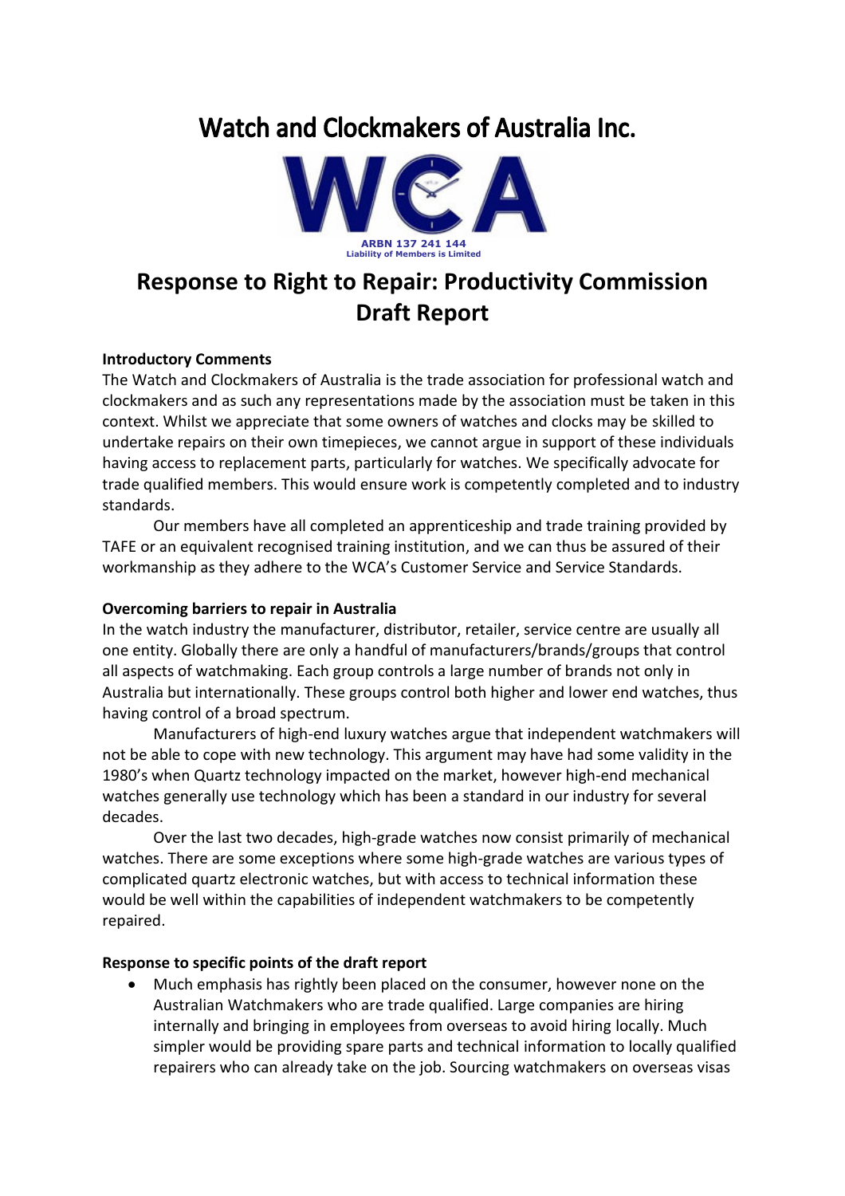# Watch and Clockmakers of Australia Inc.

ARBN 137 241 144
Liability of Members is Limited

## Response to Right to Repair: Productivity Commission Draft Report

**Introductory Comments**

The Watch and Clockmakers of Australia is the trade association for professional watch and clockmakers and as such any representations made by the association must be taken in this context. Whilst we appreciate that some owners of watches and clocks may be skilled to undertake repairs on their own timepieces, we cannot argue in support of these individuals having access to replacement parts, particularly for watches. We specifically advocate for trade qualified members. This would ensure work is competently completed and to industry standards.

Our members have all completed an apprenticeship and trade training provided by TAFE or an equivalent recognised training institution, and we can thus be assured of their workmanship as they adhere to the WCA's Customer Service and Service Standards.

**Overcoming barriers to repair in Australia**

In the watch industry the manufacturer, distributor, retailer, service centre are usually all one entity. Globally there are only a handful of manufacturers/brands/groups that control all aspects of watchmaking. Each group controls a large number of brands not only in Australia but internationally. These groups control both higher and lower end watches, thus having control of a broad spectrum.

Manufacturers of high-end luxury watches argue that independent watchmakers will not be able to cope with new technology. This argument may have had some validity in the 1980's when Quartz technology impacted on the market, however high-end mechanical watches generally use technology which has been a standard in our industry for several decades.

Over the last two decades, high-grade watches now consist primarily of mechanical watches. There are some exceptions where some high-grade watches are various types of complicated quartz electronic watches, but with access to technical information these would be well within the capabilities of independent watchmakers to be competently repaired.

**Response to specific points of the draft report**

- Much emphasis has rightly been placed on the consumer, however none on the Australian Watchmakers who are trade qualified. Large companies are hiring internally and bringing in employees from overseas to avoid hiring locally. Much simpler would be providing spare parts and technical information to locally qualified repairers who can already take on the job. Sourcing watchmakers on overseas visas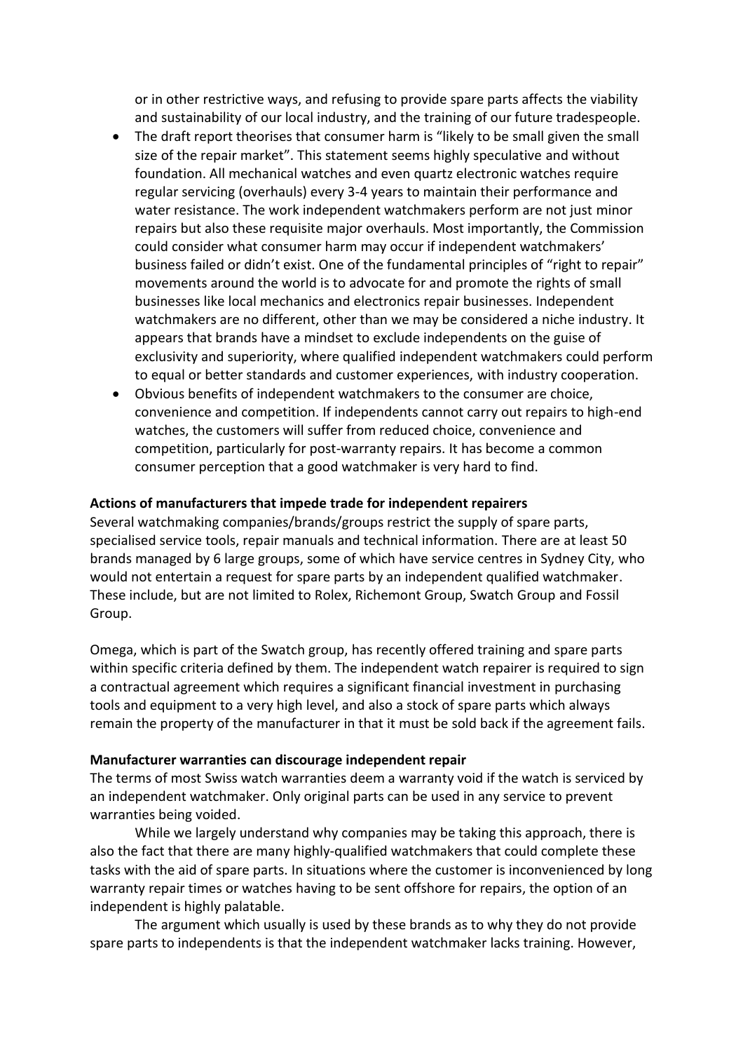or in other restrictive ways, and refusing to provide spare parts affects the viability and sustainability of our local industry, and the training of our future tradespeople.

- The draft report theorises that consumer harm is "likely to be small given the small size of the repair market". This statement seems highly speculative and without foundation. All mechanical watches and even quartz electronic watches require regular servicing (overhauls) every 3-4 years to maintain their performance and water resistance. The work independent watchmakers perform are not just minor repairs but also these requisite major overhauls. Most importantly, the Commission could consider what consumer harm may occur if independent watchmakers' business failed or didn't exist. One of the fundamental principles of "right to repair" movements around the world is to advocate for and promote the rights of small businesses like local mechanics and electronics repair businesses. Independent watchmakers are no different, other than we may be considered a niche industry. It appears that brands have a mindset to exclude independents on the guise of exclusivity and superiority, where qualified independent watchmakers could perform to equal or better standards and customer experiences, with industry cooperation.
- Obvious benefits of independent watchmakers to the consumer are choice, convenience and competition. If independents cannot carry out repairs to high-end watches, the customers will suffer from reduced choice, convenience and competition, particularly for post-warranty repairs. It has become a common consumer perception that a good watchmaker is very hard to find.

**Actions of manufacturers that impede trade for independent repairers**

Several watchmaking companies/brands/groups restrict the supply of spare parts, specialised service tools, repair manuals and technical information. There are at least 50 brands managed by 6 large groups, some of which have service centres in Sydney City, who would not entertain a request for spare parts by an independent qualified watchmaker. These include, but are not limited to Rolex, Richemont Group, Swatch Group and Fossil Group.

Omega, which is part of the Swatch group, has recently offered training and spare parts within specific criteria defined by them. The independent watch repairer is required to sign a contractual agreement which requires a significant financial investment in purchasing tools and equipment to a very high level, and also a stock of spare parts which always remain the property of the manufacturer in that it must be sold back if the agreement fails.

**Manufacturer warranties can discourage independent repair**

The terms of most Swiss watch warranties deem a warranty void if the watch is serviced by an independent watchmaker. Only original parts can be used in any service to prevent warranties being voided.

While we largely understand why companies may be taking this approach, there is also the fact that there are many highly-qualified watchmakers that could complete these tasks with the aid of spare parts. In situations where the customer is inconvenienced by long warranty repair times or watches having to be sent offshore for repairs, the option of an independent is highly palatable.

The argument which usually is used by these brands as to why they do not provide spare parts to independents is that the independent watchmaker lacks training. However,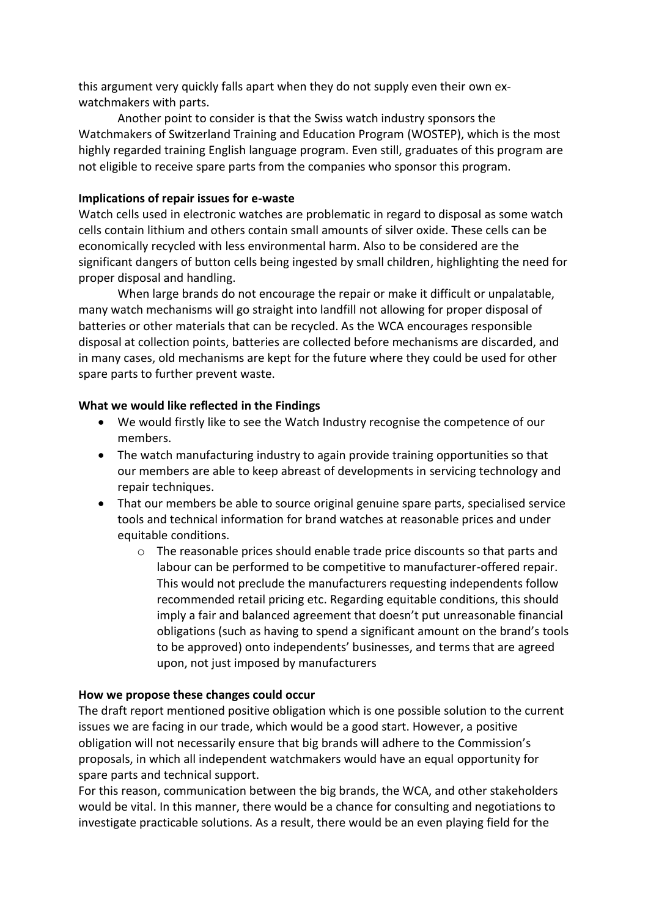this argument very quickly falls apart when they do not supply even their own ex-watchmakers with parts.

Another point to consider is that the Swiss watch industry sponsors the Watchmakers of Switzerland Training and Education Program (WOSTEP), which is the most highly regarded training English language program. Even still, graduates of this program are not eligible to receive spare parts from the companies who sponsor this program.

**Implications of repair issues for e-waste**

Watch cells used in electronic watches are problematic in regard to disposal as some watch cells contain lithium and others contain small amounts of silver oxide. These cells can be economically recycled with less environmental harm. Also to be considered are the significant dangers of button cells being ingested by small children, highlighting the need for proper disposal and handling.

When large brands do not encourage the repair or make it difficult or unpalatable, many watch mechanisms will go straight into landfill not allowing for proper disposal of batteries or other materials that can be recycled. As the WCA encourages responsible disposal at collection points, batteries are collected before mechanisms are discarded, and in many cases, old mechanisms are kept for the future where they could be used for other spare parts to further prevent waste.

**What we would like reflected in the Findings**

- We would firstly like to see the Watch Industry recognise the competence of our members.
- The watch manufacturing industry to again provide training opportunities so that our members are able to keep abreast of developments in servicing technology and repair techniques.
- That our members be able to source original genuine spare parts, specialised service tools and technical information for brand watches at reasonable prices and under equitable conditions.
  - The reasonable prices should enable trade price discounts so that parts and labour can be performed to be competitive to manufacturer-offered repair. This would not preclude the manufacturers requesting independents follow recommended retail pricing etc. Regarding equitable conditions, this should imply a fair and balanced agreement that doesn't put unreasonable financial obligations (such as having to spend a significant amount on the brand's tools to be approved) onto independents' businesses, and terms that are agreed upon, not just imposed by manufacturers

**How we propose these changes could occur**

The draft report mentioned positive obligation which is one possible solution to the current issues we are facing in our trade, which would be a good start. However, a positive obligation will not necessarily ensure that big brands will adhere to the Commission's proposals, in which all independent watchmakers would have an equal opportunity for spare parts and technical support.

For this reason, communication between the big brands, the WCA, and other stakeholders would be vital. In this manner, there would be a chance for consulting and negotiations to investigate practicable solutions. As a result, there would be an even playing field for the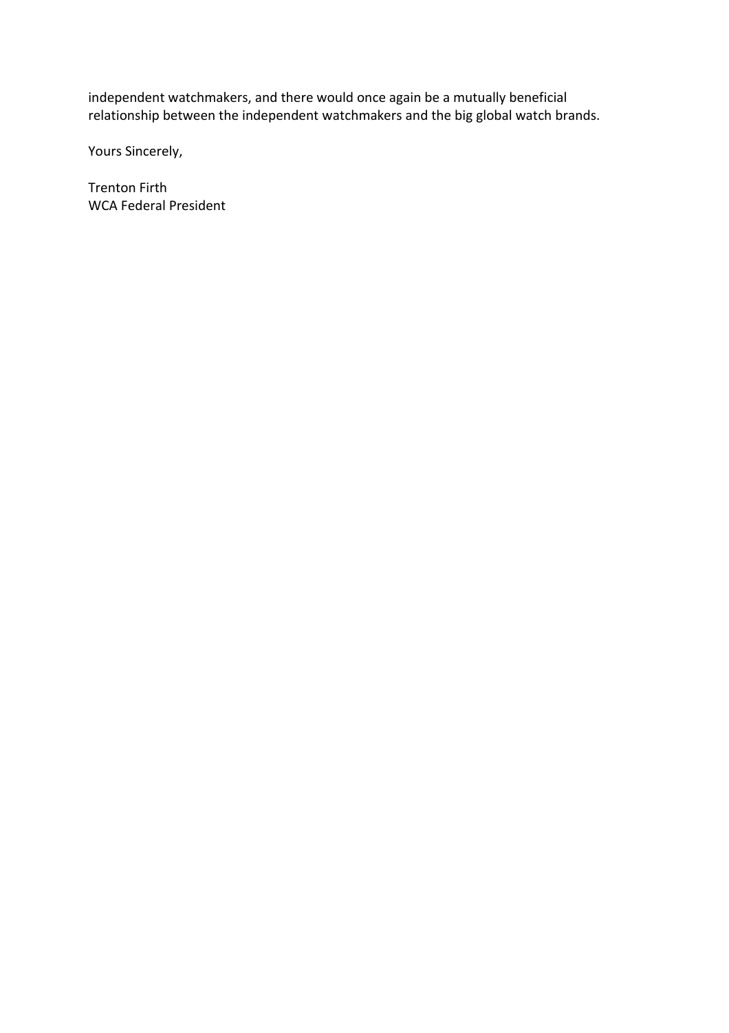independent watchmakers, and there would once again be a mutually beneficial relationship between the independent watchmakers and the big global watch brands.

Yours Sincerely,

Trenton Firth
WCA Federal President